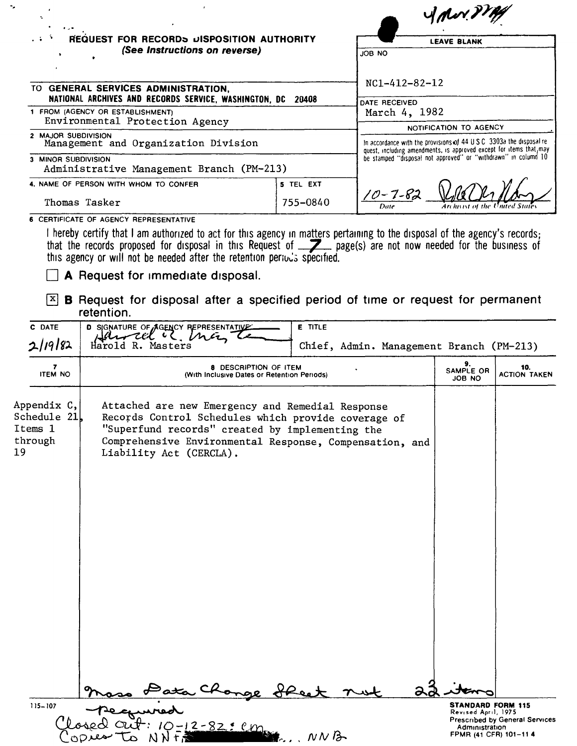4 Nov. 82

# REQUEST FOR RECORDS DISPOSITION AUTHORITY

*(See Instructions on reverse)*

| LEAVE BLANK |
|---|
| JOB NO NC1-412-82-12 |
| DATE RECEIVED March 4, 1982 |
| NOTIFICATION TO AGENCY |
| In accordance with the provisions of 44 U S C 3303a the disposal request, including amendments, is approved except for items that may be stamped "disposal not approved" or "withdrawn" in column 10 |
| 10-7-82 — Date / Archivist of the United States |

TO **GENERAL SERVICES ADMINISTRATION, NATIONAL ARCHIVES AND RECORDS SERVICE, WASHINGTON, DC 20408**

1 FROM (AGENCY OR ESTABLISHMENT)
Environmental Protection Agency

2 MAJOR SUBDIVISION
Management and Organization Division

3 MINOR SUBDIVISION
Administrative Management Branch (PM-213)

4. NAME OF PERSON WITH WHOM TO CONFER
Thomas Tasker

5 TEL EXT
755-0840

6 CERTIFICATE OF AGENCY REPRESENTATIVE

I hereby certify that I am authorized to act for this agency in matters pertaining to the disposal of the agency's records; that the records proposed for disposal in this Request of 7 page(s) are not now needed for the business of this agency or will not be needed after the retention periods specified.

☐ **A** Request for immediate disposal.

☒ **B** Request for disposal after a specified period of time or request for permanent retention.

| C DATE | D SIGNATURE OF AGENCY REPRESENTATIVE | E TITLE |
|---|---|---|
| 2/19/82 | Harold R. Masters | Chief, Admin. Management Branch (PM-213) |

| 7 ITEM NO | 8 DESCRIPTION OF ITEM (With Inclusive Dates or Retention Periods) | 9. SAMPLE OR JOB NO | 10. ACTION TAKEN |
|---|---|---|---|
| Appendix C, Schedule 21, Items 1 through 19 | Attached are new Emergency and Remedial Response Records Control Schedules which provide coverage of "Superfund records" created by implementing the Comprehensive Environmental Response, Compensation, and Liability Act (CERCLA). | | |

Mass Data Change Sheet not required 22 items

Closed out: 10-12-82 cm
Copies to NNF, ... NNB

115-107

**STANDARD FORM 115**
Revised April, 1975
Prescribed by General Services Administration
FPMR (41 CFR) 101-11 4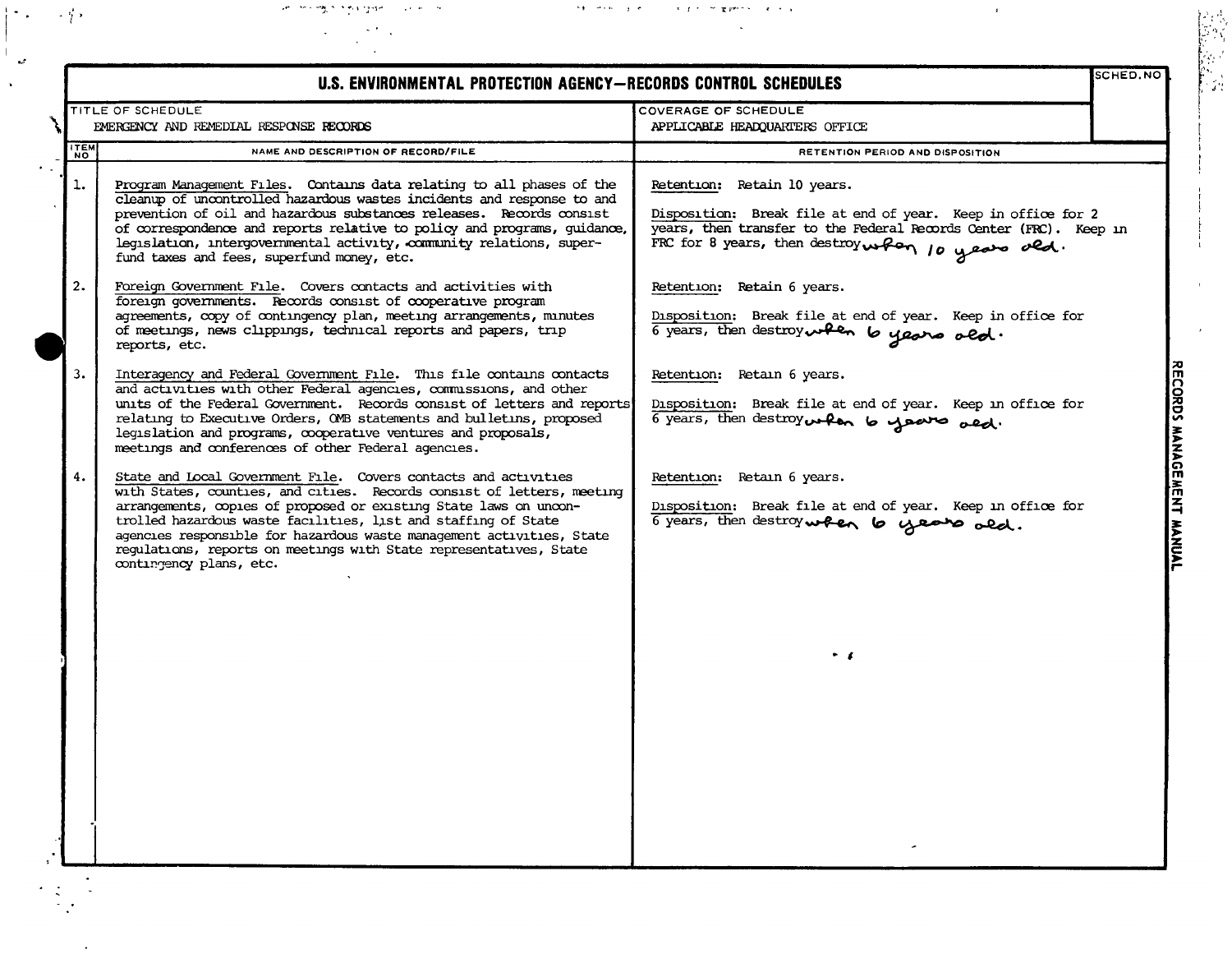## U.S. ENVIRONMENTAL PROTECTION AGENCY—RECORDS CONTROL SCHEDULES

| TITLE OF SCHEDULE | COVERAGE OF SCHEDULE | SCHED. NO |
|---|---|---|
| EMERGENCY AND REMEDIAL RESPONSE RECORDS | APPLICABLE HEADQUARTERS OFFICE | |

| ITEM NO | NAME AND DESCRIPTION OF RECORD/FILE | RETENTION PERIOD AND DISPOSITION |
|---|---|---|
| 1. | Program Management Files. Contains data relating to all phases of the cleanup of uncontrolled hazardous wastes incidents and response to and prevention of oil and hazardous substances releases. Records consist of correspondence and reports relative to policy and programs, guidance, legislation, intergovernmental activity, community relations, superfund taxes and fees, superfund money, etc. | Retention: Retain 10 years.<br><br>Disposition: Break file at end of year. Keep in office for 2 years, then transfer to the Federal Records Center (FRC). Keep in FRC for 8 years, then destroy when 10 years old. |
| 2. | Foreign Government File. Covers contacts and activities with foreign governments. Records consist of cooperative program agreements, copy of contingency plan, meeting arrangements, minutes of meetings, news clippings, technical reports and papers, trip reports, etc. | Retention: Retain 6 years.<br><br>Disposition: Break file at end of year. Keep in office for 6 years, then destroy when 6 years old. |
| 3. | Interagency and Federal Government File. This file contains contacts and activities with other Federal agencies, commissions, and other units of the Federal Government. Records consist of letters and reports relating to Executive Orders, OMB statements and bulletins, proposed legislation and programs, cooperative ventures and proposals, meetings and conferences of other Federal agencies. | Retention: Retain 6 years.<br><br>Disposition: Break file at end of year. Keep in office for 6 years, then destroy when 6 years old. |
| 4. | State and Local Government File. Covers contacts and activities with States, counties, and cities. Records consist of letters, meeting arrangements, copies of proposed or existing State laws on uncontrolled hazardous waste facilities, list and staffing of State agencies responsible for hazardous waste management activities, State regulations, reports on meetings with State representatives, State contingency plans, etc. | Retention: Retain 6 years.<br><br>Disposition: Break file at end of year. Keep in office for 6 years, then destroy when 6 years old. |

RECORDS MANAGEMENT MANUAL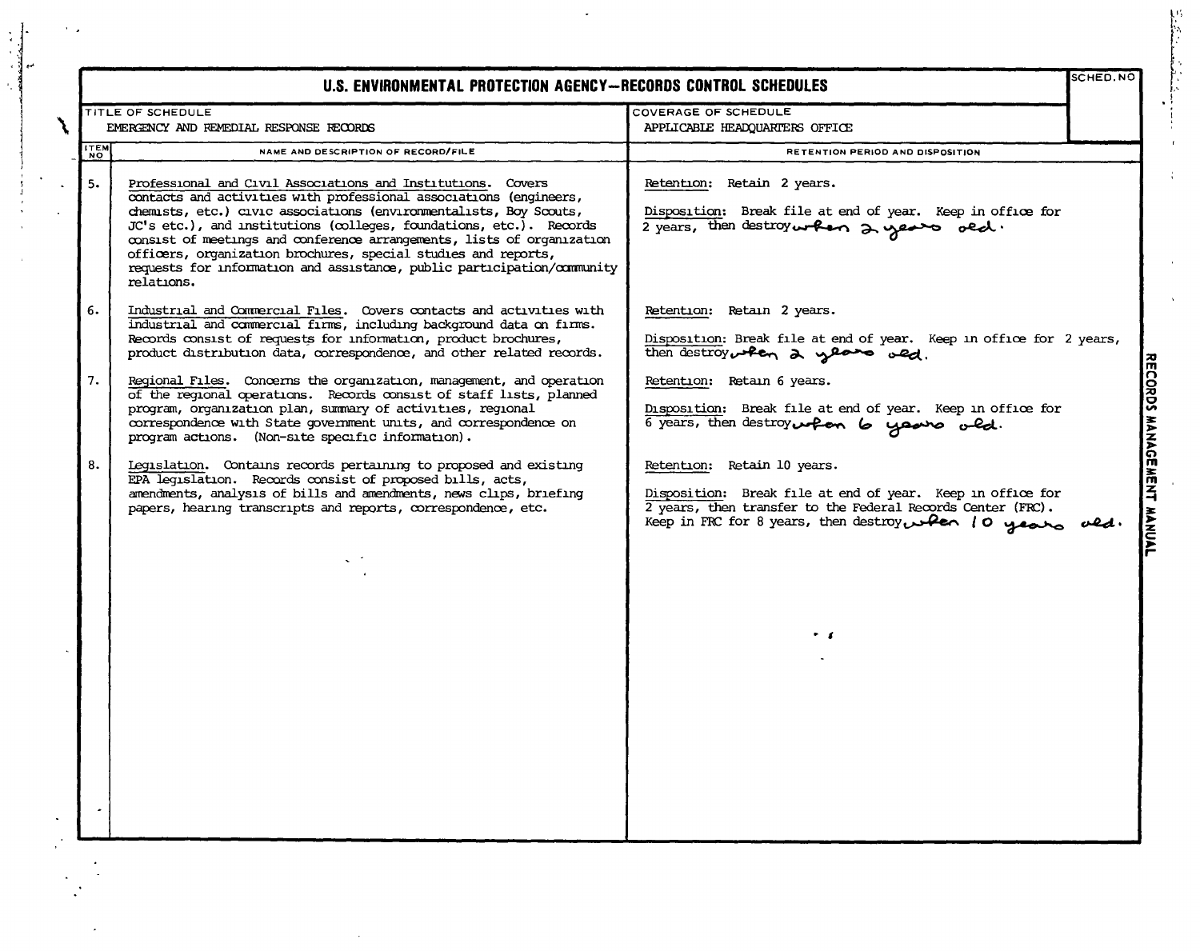# U.S. ENVIRONMENTAL PROTECTION AGENCY—RECORDS CONTROL SCHEDULES

| TITLE OF SCHEDULE | COVERAGE OF SCHEDULE | SCHED. NO |
|---|---|---|
| EMERGENCY AND REMEDIAL RESPONSE RECORDS | APPLICABLE HEADQUARTERS OFFICE | |

| ITEM NO | NAME AND DESCRIPTION OF RECORD/FILE | RETENTION PERIOD AND DISPOSITION |
|---|---|---|
| 5. | Professional and Civil Associations and Institutions. Covers contacts and activities with professional associations (engineers, chemists, etc.) civic associations (environmentalists, Boy Scouts, JC's etc.), and institutions (colleges, foundations, etc.). Records consist of meetings and conference arrangements, lists of organization officers, organization brochures, special studies and reports, requests for information and assistance, public participation/community relations. | Retention: Retain 2 years.<br><br>Disposition: Break file at end of year. Keep in office for 2 years, then destroy when 2 years old. |
| 6. | Industrial and Commercial Files. Covers contacts and activities with industrial and commercial firms, including background data on firms. Records consist of requests for information, product brochures, product distribution data, correspondence, and other related records. | Retention: Retain 2 years.<br><br>Disposition: Break file at end of year. Keep in office for 2 years, then destroy when 2 years old. |
| 7. | Regional Files. Concerns the organization, management, and operation of the regional operations. Records consist of staff lists, planned program, organization plan, summary of activities, regional correspondence with State government units, and correspondence on program actions. (Non-site specific information). | Retention: Retain 6 years.<br><br>Disposition: Break file at end of year. Keep in office for 6 years, then destroy when 6 years old. |
| 8. | Legislation. Contains records pertaining to proposed and existing EPA legislation. Records consist of proposed bills, acts, amendments, analysis of bills and amendments, news clips, briefing papers, hearing transcripts and reports, correspondence, etc. | Retention: Retain 10 years.<br><br>Disposition: Break file at end of year. Keep in office for 2 years, then transfer to the Federal Records Center (FRC). Keep in FRC for 8 years, then destroy when 10 years old. |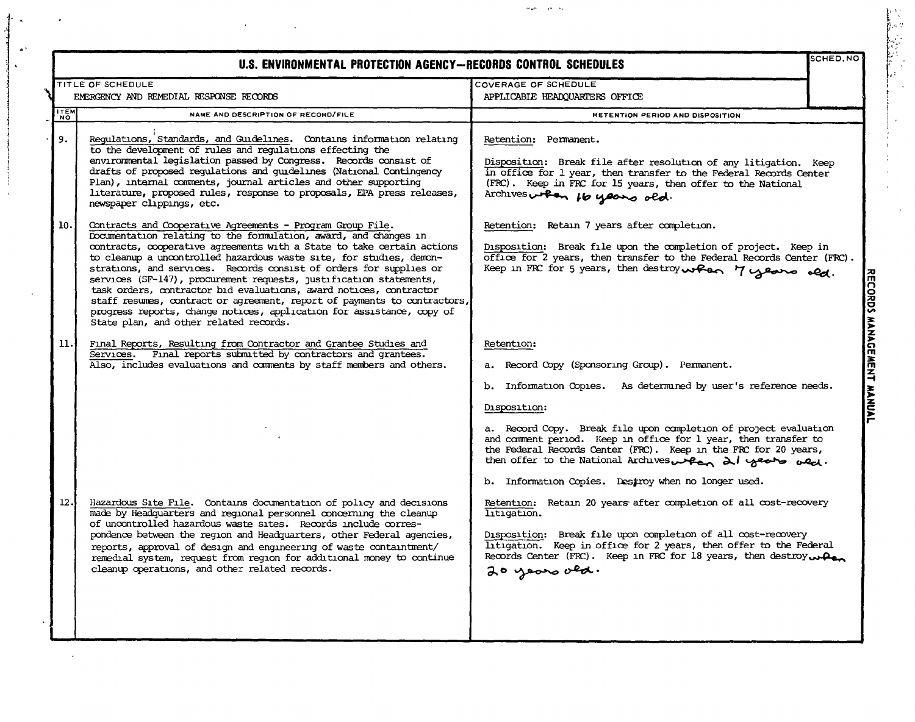# U.S. ENVIRONMENTAL PROTECTION AGENCY—RECORDS CONTROL SCHEDULES

| TITLE OF SCHEDULE | COVERAGE OF SCHEDULE | SCHED. NO |
|---|---|---|
| EMERGENCY AND REMEDIAL RESPONSE RECORDS | APPLICABLE HEADQUARTERS OFFICE | |

| ITEM NO | NAME AND DESCRIPTION OF RECORD/FILE | RETENTION PERIOD AND DISPOSITION |
|---|---|---|
| 9. | Regulations, Standards, and Guidelines. Contains information relating to the development of rules and regulations effecting the environmental legislation passed by Congress. Records consist of drafts of proposed regulations and guidelines (National Contingency Plan), internal comments, journal articles and other supporting literature, proposed rules, response to proposals, EPA press releases, newspaper clippings, etc. | Retention: Permanent.<br><br>Disposition: Break file after resolution of any litigation. Keep in office for 1 year, then transfer to the Federal Records Center (FRC). Keep in FRC for 15 years, then offer to the National Archives when 16 years old. |
| 10. | Contracts and Cooperative Agreements - Program Group File. Documentation relating to the formulation, award, and changes in contracts, cooperative agreements with a State to take certain actions to cleanup a uncontrolled hazardous waste site, for studies, demonstrations, and services. Records consist of orders for supplies or services (SF-147), procurement requests, justification statements, task orders, contractor bid evaluations, award notices, contractor staff resumes, contract or agreement, report of payments to contractors, progress reports, change notices, application for assistance, copy of State plan, and other related records. | Retention: Retain 7 years after completion.<br><br>Disposition: Break file upon the completion of project. Keep in office for 2 years, then transfer to the Federal Records Center (FRC). Keep in FRC for 5 years, then destroy when 7 years old. |
| 11. | Final Reports, Resulting from Contractor and Grantee Studies and Services. Final reports submitted by contractors and grantees. Also, includes evaluations and comments by staff members and others. | Retention:<br><br>a. Record Copy (Sponsoring Group). Permanent.<br><br>b. Information Copies. As determined by user's reference needs.<br><br>Disposition:<br><br>a. Record Copy. Break file upon completion of project evaluation and comment period. Keep in office for 1 year, then transfer to the Federal Records Center (FRC). Keep in the FRC for 20 years, then offer to the National Archives when 21 years old.<br><br>b. Information Copies. Destroy when no longer used. |
| 12. | Hazardous Site File. Contains documentation of policy and decisions made by Headquarters and regional personnel concerning the cleanup of uncontrolled hazardous waste sites. Records include correspondence between the region and Headquarters, other Federal agencies, reports, approval of design and engineering of waste containtment/remedial system, request from region for additional money to continue cleanup operations, and other related records. | Retention: Retain 20 years after completion of all cost-recovery litigation.<br><br>Disposition: Break file upon completion of all cost-recovery litigation. Keep in office for 2 years, then offer to the Federal Records Center (FRC). Keep in FRC for 18 years, then destroy when 20 years old. |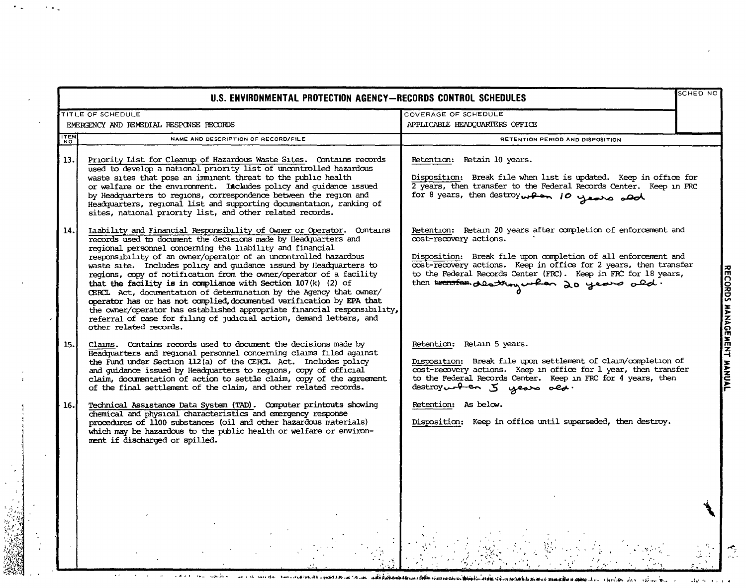# U.S. ENVIRONMENTAL PROTECTION AGENCY—RECORDS CONTROL SCHEDULES

SCHED NO

**TITLE OF SCHEDULE:** EMERGENCY AND REMEDIAL RESPONSE RECORDS

**COVERAGE OF SCHEDULE:** APPLICABLE HEADQUARTERS OFFICE

| ITEM NO | NAME AND DESCRIPTION OF RECORD/FILE | RETENTION PERIOD AND DISPOSITION |
|---|---|---|
| 13. | Priority List for Cleanup of Hazardous Waste Sites. Contains records used to develop a national priority list of uncontrolled hazardous waste sites that pose an imminent threat to the public health or welfare or the environment. Includes policy and guidance issued by Headquarters to regions, correspondence between the region and Headquarters, regional list and supporting documentation, ranking of sites, national priority list, and other related records. | Retention: Retain 10 years.<br><br>Disposition: Break file when list is updated. Keep in office for 2 years, then transfer to the Federal Records Center. Keep in FRC for 8 years, then destroy when 10 years old |
| 14. | Liability and Financial Responsibility of Owner or Operator. Contains records used to document the decisions made by Headquarters and regional personnel concerning the liability and financial responsibility of an owner/operator of an uncontrolled hazardous waste site. Includes policy and guidance issued by Headquarters to regions, copy of notification from the owner/operator of a facility that the facility is in compliance with Section 107(k) (2) of CERCL Act, documentation of determination by the Agency that owner/operator has or has not complied, documented verification by EPA that the owner/operator has established appropriate financial responsibility, referral of case for filing of judicial action, demand letters, and other related records. | Retention: Retain 20 years after completion of enforcement and cost-recovery actions.<br><br>Disposition: Break file upon completion of all enforcement and cost-recovery actions. Keep in office for 2 years, then transfer to the Federal Records Center (FRC). Keep in FRC for 18 years, then ~~transfer~~ destroy when 20 years old. |
| 15. | Claims. Contains records used to document the decisions made by Headquarters and regional personnel concerning claims filed against the Fund under Section 112(a) of the CERCL Act. Includes policy and guidance issued by Headquarters to regions, copy of official claim, documentation of action to settle claim, copy of the agreement of the final settlement of the claim, and other related records. | Retention: Retain 5 years.<br><br>Disposition: Break file upon settlement of claim/completion of cost-recovery actions. Keep in office for 1 year, then transfer to the Federal Records Center. Keep in FRC for 4 years, then destroy when 5 years old. |
| 16. | Technical Assistance Data System (TAD). Computer printouts showing chemical and physical characteristics and emergency response procedures of 1100 substances (oil and other hazardous materials) which may be hazardous to the public health or welfare or environment if discharged or spilled. | Retention: As below.<br><br>Disposition: Keep in office until superseded, then destroy. |

RECORDS MANAGEMENT MANUAL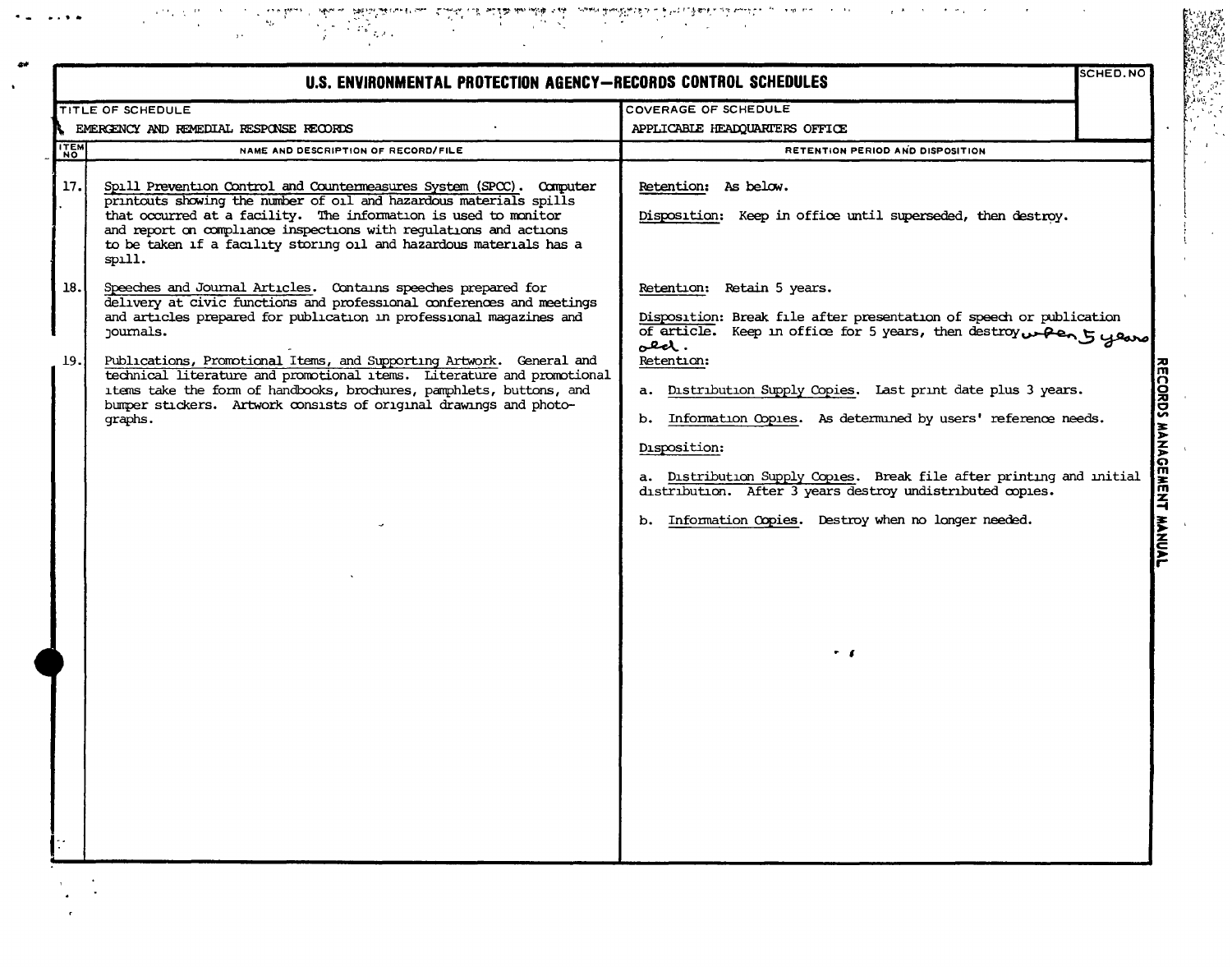# U.S. ENVIRONMENTAL PROTECTION AGENCY—RECORDS CONTROL SCHEDULES

| TITLE OF SCHEDULE | COVERAGE OF SCHEDULE | SCHED. NO |
|---|---|---|
| EMERGENCY AND REMEDIAL RESPONSE RECORDS | APPLICABLE HEADQUARTERS OFFICE | |

| ITEM NO | NAME AND DESCRIPTION OF RECORD/FILE | RETENTION PERIOD AND DISPOSITION |
|---|---|---|
| 17. | Spill Prevention Control and Countermeasures System (SPCC). Computer printouts showing the number of oil and hazardous materials spills that occurred at a facility. The information is used to monitor and report on compliance inspections with regulations and actions to be taken if a facility storing oil and hazardous materials has a spill. | Retention: As below.<br><br>Disposition: Keep in office until superseded, then destroy. |
| 18. | Speeches and Journal Articles. Contains speeches prepared for delivery at civic functions and professional conferences and meetings and articles prepared for publication in professional magazines and journals. | Retention: Retain 5 years.<br><br>Disposition: Break file after presentation of speech or publication of article. Keep in office for 5 years, then destroy when 5 years old. |
| 19. | Publications, Promotional Items, and Supporting Artwork. General and technical literature and promotional items. Literature and promotional items take the form of handbooks, brochures, pamphlets, buttons, and bumper stickers. Artwork consists of original drawings and photographs. | Retention:<br><br>a. Distribution Supply Copies. Last print date plus 3 years.<br><br>b. Information Copies. As determined by users' reference needs.<br><br>Disposition:<br><br>a. Distribution Supply Copies. Break file after printing and initial distribution. After 3 years destroy undistributed copies.<br><br>b. Information Copies. Destroy when no longer needed. |

RECORDS MANAGEMENT MANUAL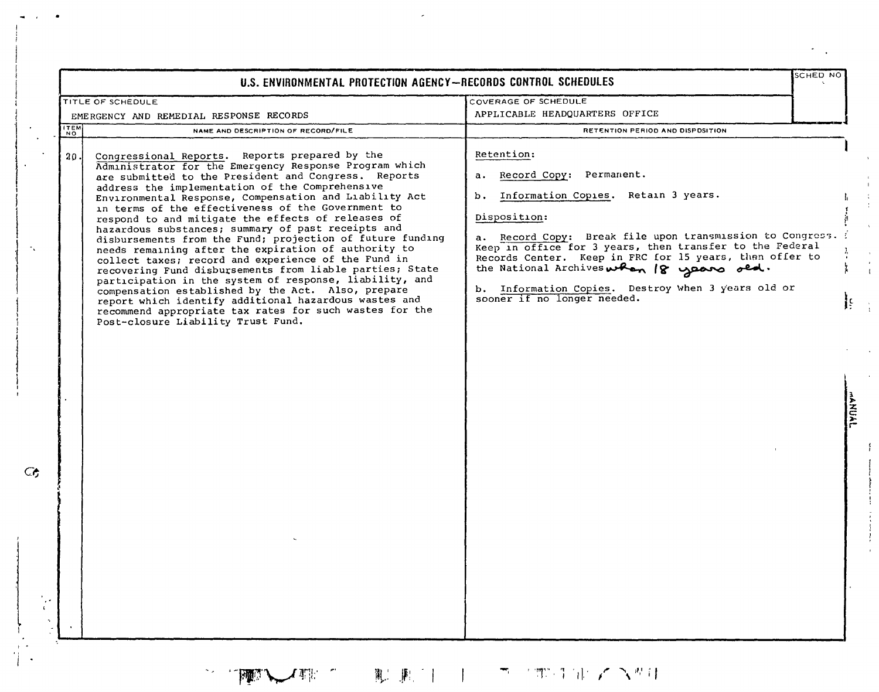# U.S. ENVIRONMENTAL PROTECTION AGENCY—RECORDS CONTROL SCHEDULES

| TITLE OF SCHEDULE | COVERAGE OF SCHEDULE | SCHED NO |
|---|---|---|
| EMERGENCY AND REMEDIAL RESPONSE RECORDS | APPLICABLE HEADQUARTERS OFFICE | |

| ITEM NO | NAME AND DESCRIPTION OF RECORD/FILE | RETENTION PERIOD AND DISPOSITION |
|---|---|---|
| 20. | Congressional Reports. Reports prepared by the Administrator for the Emergency Response Program which are submitted to the President and Congress. Reports address the implementation of the Comprehensive Environmental Response, Compensation and Liability Act in terms of the effectiveness of the Government to respond to and mitigate the effects of releases of hazardous substances; summary of past receipts and disbursements from the Fund; projection of future funding needs remaining after the expiration of authority to collect taxes; record and experience of the Fund in recovering Fund disbursements from liable parties; State participation in the system of response, liability, and compensation established by the Act. Also, prepare report which identify additional hazardous wastes and recommend appropriate tax rates for such wastes for the Post-closure Liability Trust Fund. | Retention:<br><br>a. Record Copy: Permanent.<br><br>b. Information Copies. Retain 3 years.<br><br>Disposition:<br><br>a. Record Copy: Break file upon transmission to Congress. Keep in office for 3 years, then transfer to the Federal Records Center. Keep in FRC for 15 years, then offer to the National Archives when 18 years old.<br><br>b. Information Copies. Destroy when 3 years old or sooner if no longer needed. |